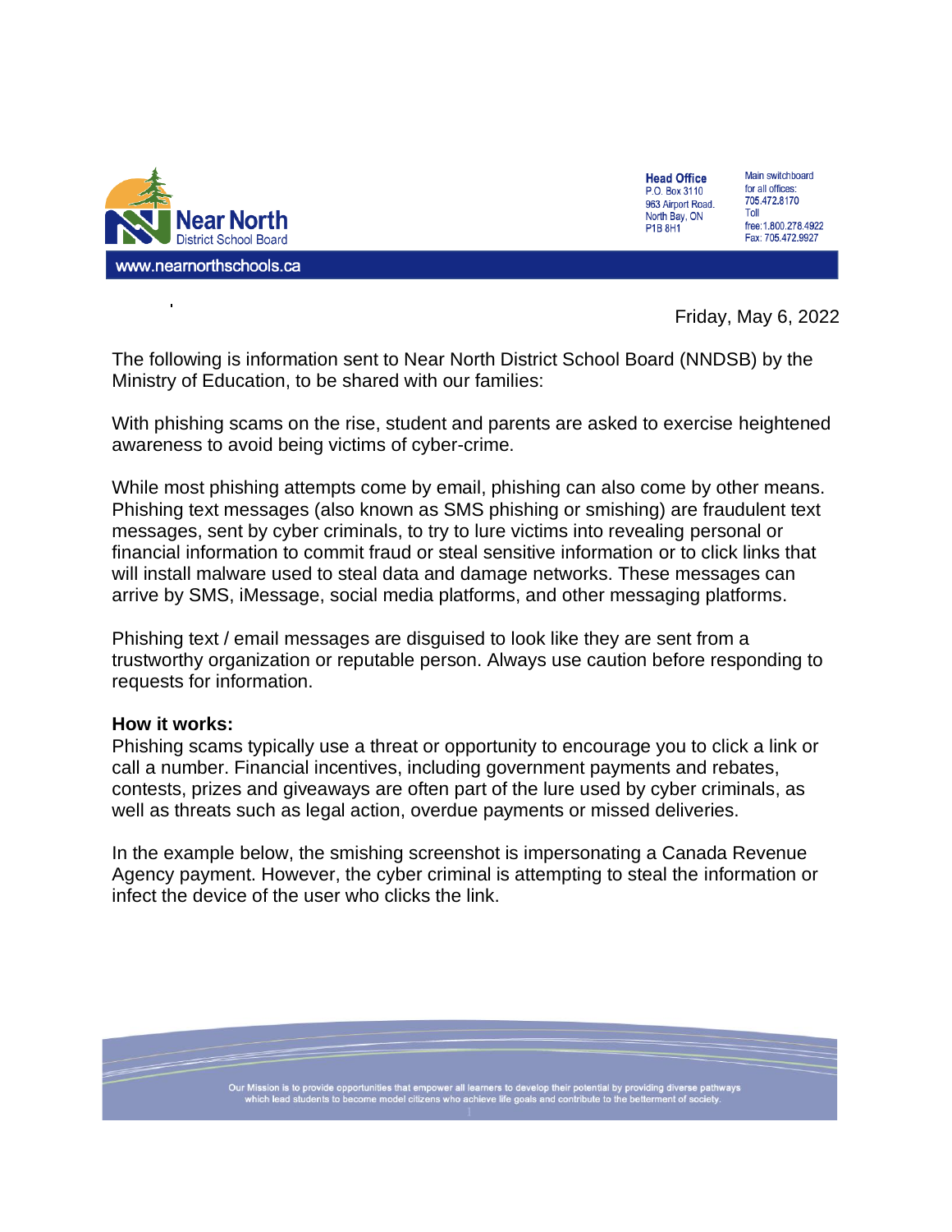**Near North District School Board**

www.nearnorthschools.ca

**Head Office**
P.O. Box 3110
963 Airport Road.
North Bay, ON
P1B 8H1

Main switchboard for all offices: 705.472.8170
Toll free: 1.800.278.4922
Fax: 705.472.9927

Friday, May 6, 2022

The following is information sent to Near North District School Board (NNDSB) by the Ministry of Education, to be shared with our families:

With phishing scams on the rise, student and parents are asked to exercise heightened awareness to avoid being victims of cyber-crime.

While most phishing attempts come by email, phishing can also come by other means. Phishing text messages (also known as SMS phishing or smishing) are fraudulent text messages, sent by cyber criminals, to try to lure victims into revealing personal or financial information to commit fraud or steal sensitive information or to click links that will install malware used to steal data and damage networks. These messages can arrive by SMS, iMessage, social media platforms, and other messaging platforms.

Phishing text / email messages are disguised to look like they are sent from a trustworthy organization or reputable person. Always use caution before responding to requests for information.

**How it works:**

Phishing scams typically use a threat or opportunity to encourage you to click a link or call a number. Financial incentives, including government payments and rebates, contests, prizes and giveaways are often part of the lure used by cyber criminals, as well as threats such as legal action, overdue payments or missed deliveries.

In the example below, the smishing screenshot is impersonating a Canada Revenue Agency payment. However, the cyber criminal is attempting to steal the information or infect the device of the user who clicks the link.

Our Mission is to provide opportunities that empower all learners to develop their potential by providing diverse pathways which lead students to become model citizens who achieve life goals and contribute to the betterment of society.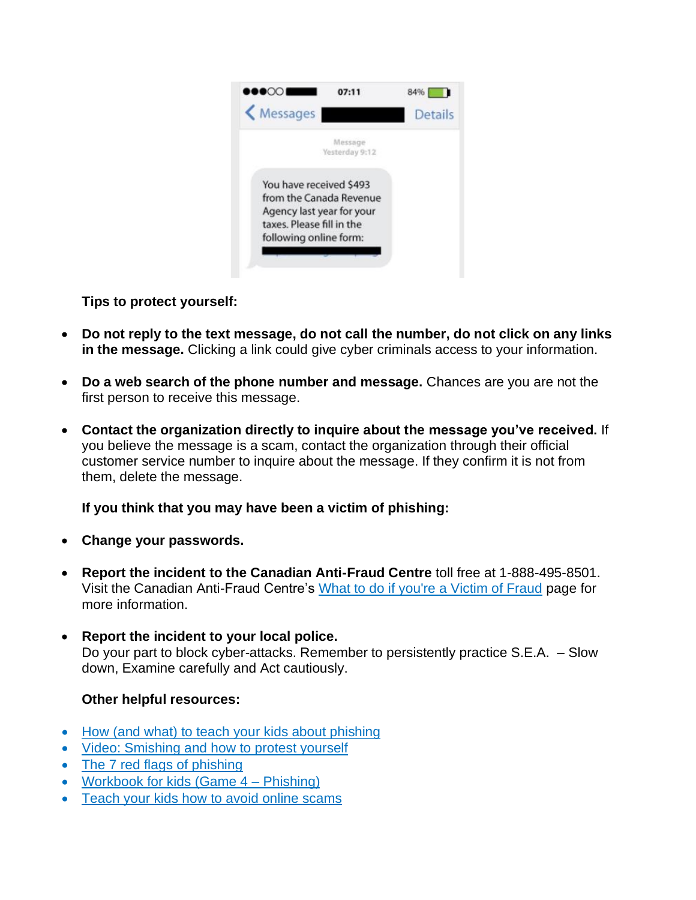**Tips to protect yourself:**

- **Do not reply to the text message, do not call the number, do not click on any links in the message.** Clicking a link could give cyber criminals access to your information.
- **Do a web search of the phone number and message.** Chances are you are not the first person to receive this message.
- **Contact the organization directly to inquire about the message you've received.** If you believe the message is a scam, contact the organization through their official customer service number to inquire about the message. If they confirm it is not from them, delete the message.

**If you think that you may have been a victim of phishing:**

- **Change your passwords.**
- **Report the incident to the Canadian Anti-Fraud Centre** toll free at 1-888-495-8501. Visit the Canadian Anti-Fraud Centre's What to do if you're a Victim of Fraud page for more information.
- **Report the incident to your local police.**
  Do your part to block cyber-attacks. Remember to persistently practice S.E.A. – Slow down, Examine carefully and Act cautiously.

**Other helpful resources:**

- How (and what) to teach your kids about phishing
- Video: Smishing and how to protest yourself
- The 7 red flags of phishing
- Workbook for kids (Game 4 – Phishing)
- Teach your kids how to avoid online scams